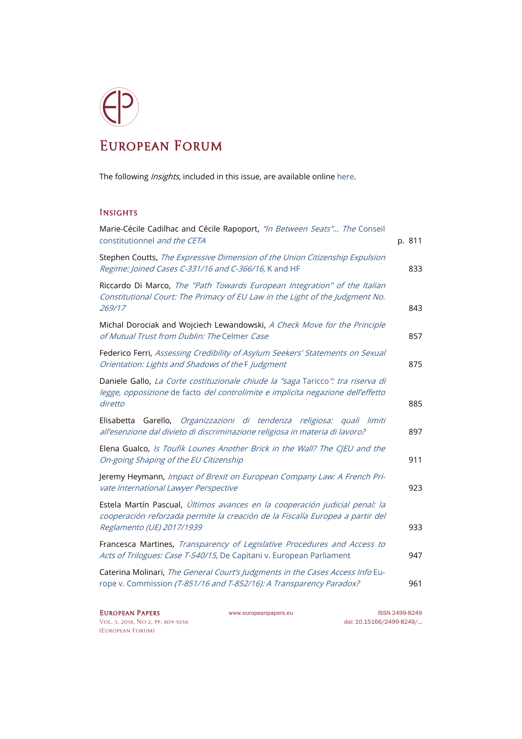# European Forum

The following *Insights*, included in this issue, are available online here.

## Insights

Marie-Cécile Cadilhac and Cécile Rapoport, *"In Between Seats"... The* Conseil constitutionnel *and the CETA* p. 811

Stephen Coutts, *The Expressive Dimension of the Union Citizenship Expulsion Regime: Joined Cases C-331/16 and C-366/16,* K and HF 833

Riccardo Di Marco, *The "Path Towards European Integration" of the Italian Constitutional Court: The Primacy of EU Law in the Light of the Judgment No. 269/17* 843

Michal Dorociak and Wojciech Lewandowski, *A Check Move for the Principle of Mutual Trust from Dublin: The* Celmer *Case* 857

Federico Ferri, *Assessing Credibility of Asylum Seekers' Statements on Sexual Orientation: Lights and Shadows of the* F *Judgment* 875

Daniele Gallo, *La Corte costituzionale chiude la "saga* Taricco*": tra riserva di legge, opposizione* de facto *del controlimite e implicita negazione dell'effetto diretto* 885

Elisabetta Garello, *Organizzazioni di tendenza religiosa: quali limiti all'esenzione dal divieto di discriminazione religiosa in materia di lavoro?* 897

Elena Gualco, *Is Toufik Lounes Another Brick in the Wall? The CJEU and the On-going Shaping of the EU Citizenship* 911

Jeremy Heymann, *Impact of Brexit on European Company Law: A French Private International Lawyer Perspective* 923

Estela Martín Pascual, *Últimos avances en la cooperación judicial penal: la cooperación reforzada permite la creación de la Fiscalía Europea a partir del Reglamento (UE) 2017/1939* 933

Francesca Martines, *Transparency of Legislative Procedures and Access to Acts of Trilogues: Case T-540/15,* De Capitani v. European Parliament 947

Caterina Molinari, *The General Court's Judgments in the Cases Access Info* Europe v. Commission *(T-851/16 and T-852/16): A Transparency Paradox?* 961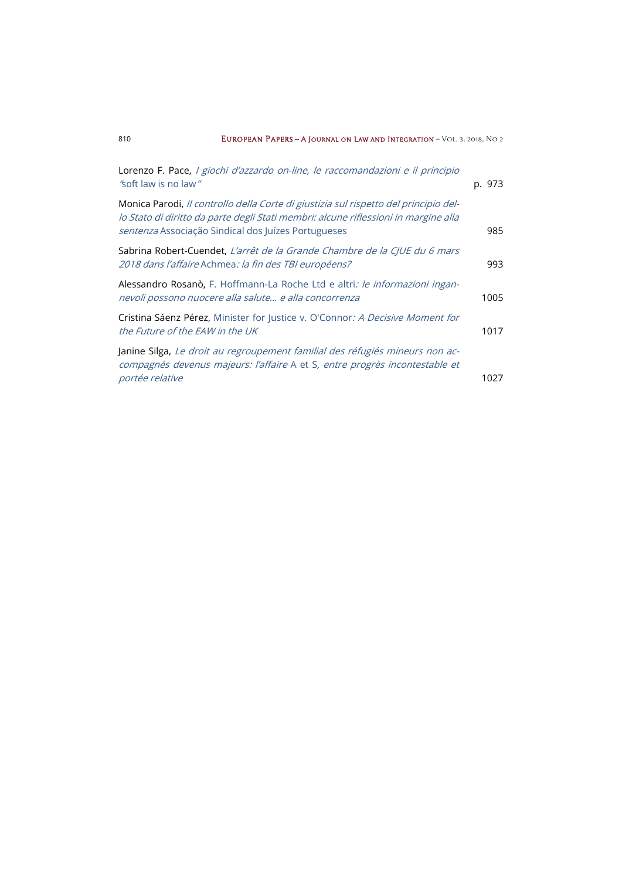Lorenzo F. Pace, *I giochi d'azzardo on-line, le raccomandazioni e il principio "*soft law is no law*"* p. 973

Monica Parodi, *Il controllo della Corte di giustizia sul rispetto del principio dello Stato di diritto da parte degli Stati membri: alcune riflessioni in margine alla sentenza* Associação Sindical dos Juízes Portugueses 985

Sabrina Robert-Cuendet, *L'arrêt de la Grande Chambre de la CJUE du 6 mars 2018 dans l'affaire* Achmea*: la fin des TBI européens?* 993

Alessandro Rosanò, F. Hoffmann-La Roche Ltd e altri*: le informazioni ingannevoli possono nuocere alla salute… e alla concorrenza* 1005

Cristina Sáenz Pérez, Minister for Justice v. O'Connor*: A Decisive Moment for the Future of the EAW in the UK* 1017

Janine Silga, *Le droit au regroupement familial des réfugiés mineurs non accompagnés devenus majeurs: l'affaire* A et S*, entre progrès incontestable et portée relative* 1027